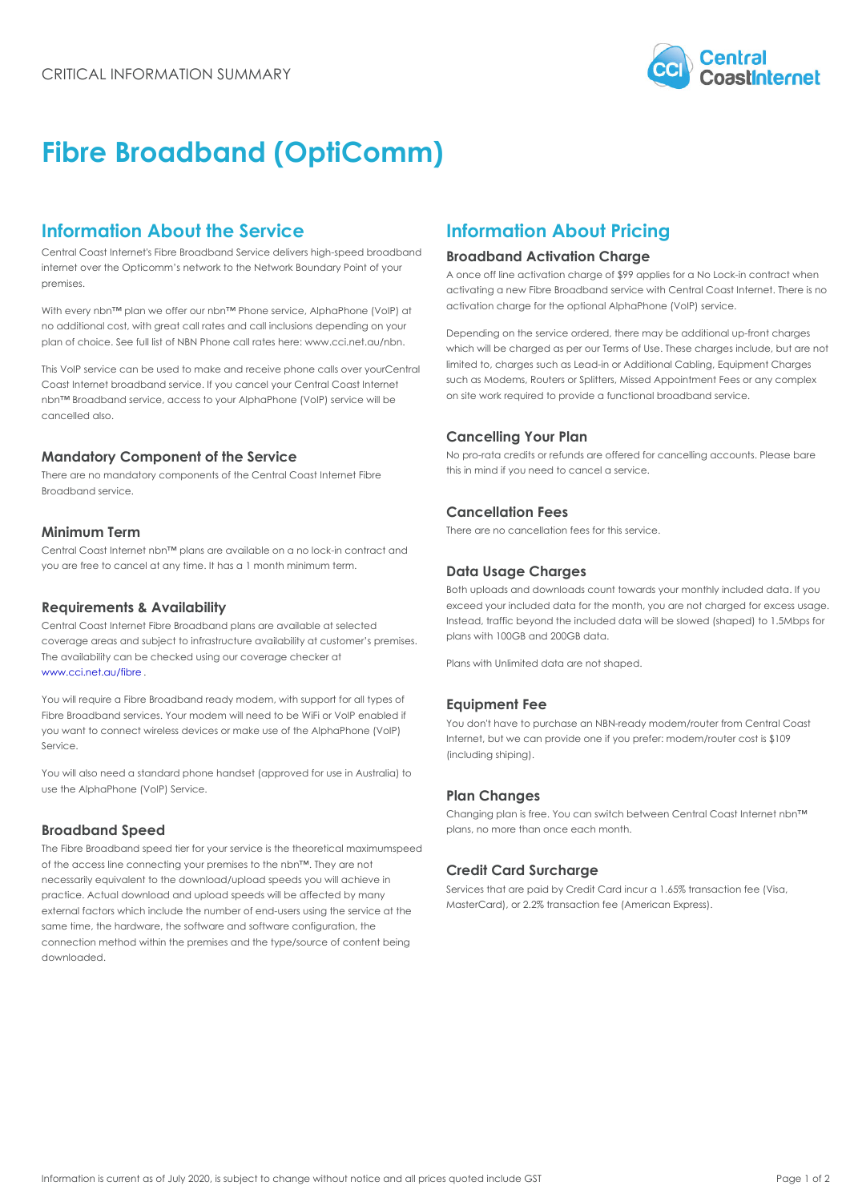CRITICAL INFORMATION SUMMARY

# Fibre Broadband (OptiComm)

## Information About the Service

Central Coast Internet's Fibre Broadband Service delivers high-speed broadband internet over the Opticomm's network to the Network Boundary Point of your premises.

With every nbn™ plan we offer our nbn™ Phone service, AlphaPhone (VoIP) at no additional cost, with great call rates and call inclusions depending on your plan of choice. See full list of NBN Phone call rates here: www.cci.net.au/nbn.

This VoIP service can be used to make and receive phone calls over yourCentral Coast Internet broadband service. If you cancel your Central Coast Internet nbn™ Broadband service, access to your AlphaPhone (VoIP) service will be cancelled also.

### Mandatory Component of the Service

There are no mandatory components of the Central Coast Internet Fibre Broadband service.

### Minimum Term

Central Coast Internet nbn™ plans are available on a no lock-in contract and you are free to cancel at any time. It has a 1 month minimum term.

### Requirements & Availability

Central Coast Internet Fibre Broadband plans are available at selected coverage areas and subject to infrastructure availability at customer's premises. The availability can be checked using our coverage checker at www.cci.net.au/fibre .

You will require a Fibre Broadband ready modem, with support for all types of Fibre Broadband services. Your modem will need to be WiFi or VoIP enabled if you want to connect wireless devices or make use of the AlphaPhone (VoIP) Service.

You will also need a standard phone handset (approved for use in Australia) to use the AlphaPhone (VoIP) Service.

### Broadband Speed

The Fibre Broadband speed tier for your service is the theoretical maximumspeed of the access line connecting your premises to the nbn™. They are not necessarily equivalent to the download/upload speeds you will achieve in practice. Actual download and upload speeds will be affected by many external factors which include the number of end-users using the service at the same time, the hardware, the software and software configuration, the connection method within the premises and the type/source of content being downloaded.

## Information About Pricing

### Broadband Activation Charge

A once off line activation charge of $99 applies for a No Lock-in contract when activating a new Fibre Broadband service with Central Coast Internet. There is no activation charge for the optional AlphaPhone (VoIP) service.

Depending on the service ordered, there may be additional up-front charges which will be charged as per our Terms of Use. These charges include, but are not limited to, charges such as Lead-in or Additional Cabling, Equipment Charges such as Modems, Routers or Splitters, Missed Appointment Fees or any complex on site work required to provide a functional broadband service.

### Cancelling Your Plan

No pro-rata credits or refunds are offered for cancelling accounts. Please bare this in mind if you need to cancel a service.

### Cancellation Fees

There are no cancellation fees for this service.

### Data Usage Charges

Both uploads and downloads count towards your monthly included data. If you exceed your included data for the month, you are not charged for excess usage. Instead, traffic beyond the included data will be slowed (shaped) to 1.5Mbps for plans with 100GB and 200GB data.

Plans with Unlimited data are not shaped.

### Equipment Fee

You don't have to purchase an NBN-ready modem/router from Central Coast Internet, but we can provide one if you prefer: modem/router cost is $109 (including shiping).

### Plan Changes

Changing plan is free. You can switch between Central Coast Internet nbn™ plans, no more than once each month.

### Credit Card Surcharge

Services that are paid by Credit Card incur a 1.65% transaction fee (Visa, MasterCard), or 2.2% transaction fee (American Express).

Information is current as of July 2020, is subject to change without notice and all prices quoted include GST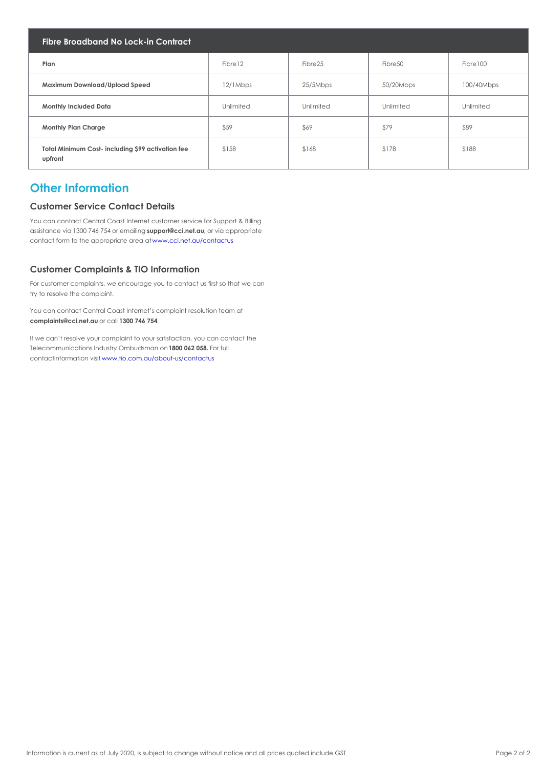| Fibre Broadband No Lock-in Contract | | | | |
|---|---|---|---|---|
| **Plan** | Fibre12 | Fibre25 | Fibre50 | Fibre100 |
| **Maximum Download/Upload Speed** | 12/1Mbps | 25/5Mbps | 50/20Mbps | 100/40Mbps |
| **Monthly Included Data** | Unlimited | Unlimited | Unlimited | Unlimited |
| **Monthly Plan Charge** | $59 | $69 | $79 | $89 |
| **Total Minimum Cost- including $99 activation fee upfront** | $158 | $168 | $178 | $188 |

# Other Information

## Customer Service Contact Details

You can contact Central Coast Internet customer service for Support & Billing assistance via 1300 746 754 or emailing **support@cci.net.au**, or via appropriate contact form to the appropriate area at www.cci.net.au/contactus

## Customer Complaints & TIO Information

For customer complaints, we encourage you to contact us first so that we can try to resolve the complaint.

You can contact Central Coast Internet's complaint resolution team at **complaints@cci.net.au** or call **1300 746 754**.

If we can't resolve your complaint to your satisfaction, you can contact the Telecommunications Industry Ombudsman on **1800 062 058.** For full contactinformation visit www.tio.com.au/about-us/contactus

Information is current as of July 2020, is subject to change without notice and all prices quoted include GST